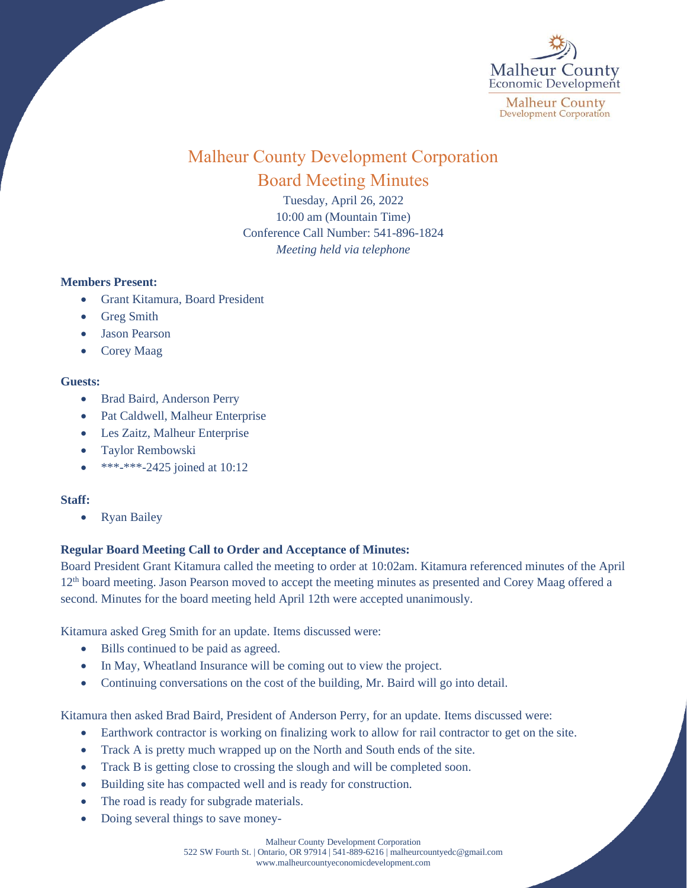# Malheur County Development Corporation

## Board Meeting Minutes

Tuesday, April 26, 2022
10:00 am (Mountain Time)
Conference Call Number: 541-896-1824
*Meeting held via telephone*

**Members Present:**

- Grant Kitamura, Board President
- Greg Smith
- Jason Pearson
- Corey Maag

**Guests:**

- Brad Baird, Anderson Perry
- Pat Caldwell, Malheur Enterprise
- Les Zaitz, Malheur Enterprise
- Taylor Rembowski
- ***-***-2425 joined at 10:12

**Staff:**

- Ryan Bailey

**Regular Board Meeting Call to Order and Acceptance of Minutes:**

Board President Grant Kitamura called the meeting to order at 10:02am. Kitamura referenced minutes of the April 12th board meeting. Jason Pearson moved to accept the meeting minutes as presented and Corey Maag offered a second. Minutes for the board meeting held April 12th were accepted unanimously.

Kitamura asked Greg Smith for an update. Items discussed were:

- Bills continued to be paid as agreed.
- In May, Wheatland Insurance will be coming out to view the project.
- Continuing conversations on the cost of the building, Mr. Baird will go into detail.

Kitamura then asked Brad Baird, President of Anderson Perry, for an update. Items discussed were:

- Earthwork contractor is working on finalizing work to allow for rail contractor to get on the site.
- Track A is pretty much wrapped up on the North and South ends of the site.
- Track B is getting close to crossing the slough and will be completed soon.
- Building site has compacted well and is ready for construction.
- The road is ready for subgrade materials.
- Doing several things to save money-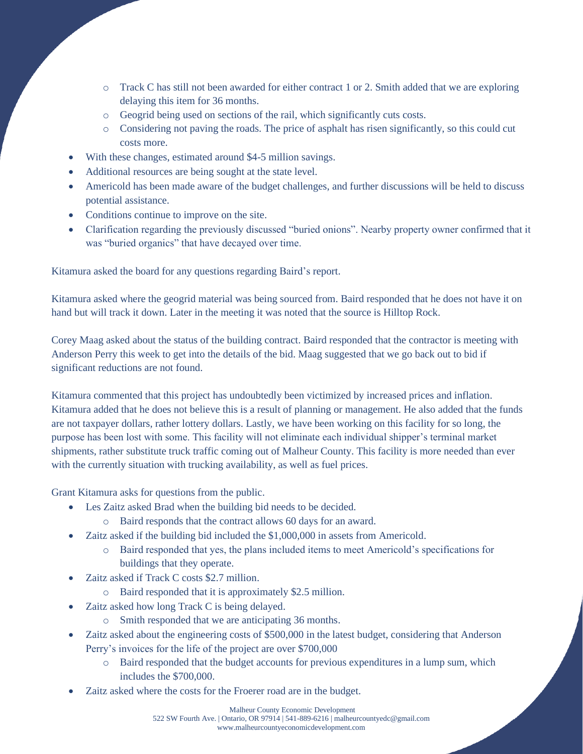- Track C has still not been awarded for either contract 1 or 2. Smith added that we are exploring delaying this item for 36 months.
  - Geogrid being used on sections of the rail, which significantly cuts costs.
  - Considering not paving the roads. The price of asphalt has risen significantly, so this could cut costs more.
- With these changes, estimated around $4-5 million savings.
- Additional resources are being sought at the state level.
- Americold has been made aware of the budget challenges, and further discussions will be held to discuss potential assistance.
- Conditions continue to improve on the site.
- Clarification regarding the previously discussed "buried onions". Nearby property owner confirmed that it was "buried organics" that have decayed over time.

Kitamura asked the board for any questions regarding Baird's report.

Kitamura asked where the geogrid material was being sourced from. Baird responded that he does not have it on hand but will track it down. Later in the meeting it was noted that the source is Hilltop Rock.

Corey Maag asked about the status of the building contract. Baird responded that the contractor is meeting with Anderson Perry this week to get into the details of the bid. Maag suggested that we go back out to bid if significant reductions are not found.

Kitamura commented that this project has undoubtedly been victimized by increased prices and inflation. Kitamura added that he does not believe this is a result of planning or management. He also added that the funds are not taxpayer dollars, rather lottery dollars. Lastly, we have been working on this facility for so long, the purpose has been lost with some. This facility will not eliminate each individual shipper's terminal market shipments, rather substitute truck traffic coming out of Malheur County. This facility is more needed than ever with the currently situation with trucking availability, as well as fuel prices.

Grant Kitamura asks for questions from the public.

- Les Zaitz asked Brad when the building bid needs to be decided.
  - Baird responds that the contract allows 60 days for an award.
- Zaitz asked if the building bid included the $1,000,000 in assets from Americold.
  - Baird responded that yes, the plans included items to meet Americold's specifications for buildings that they operate.
- Zaitz asked if Track C costs $2.7 million.
  - Baird responded that it is approximately $2.5 million.
- Zaitz asked how long Track C is being delayed.
  - Smith responded that we are anticipating 36 months.
- Zaitz asked about the engineering costs of $500,000 in the latest budget, considering that Anderson Perry's invoices for the life of the project are over $700,000
  - Baird responded that the budget accounts for previous expenditures in a lump sum, which includes the $700,000.
- Zaitz asked where the costs for the Froerer road are in the budget.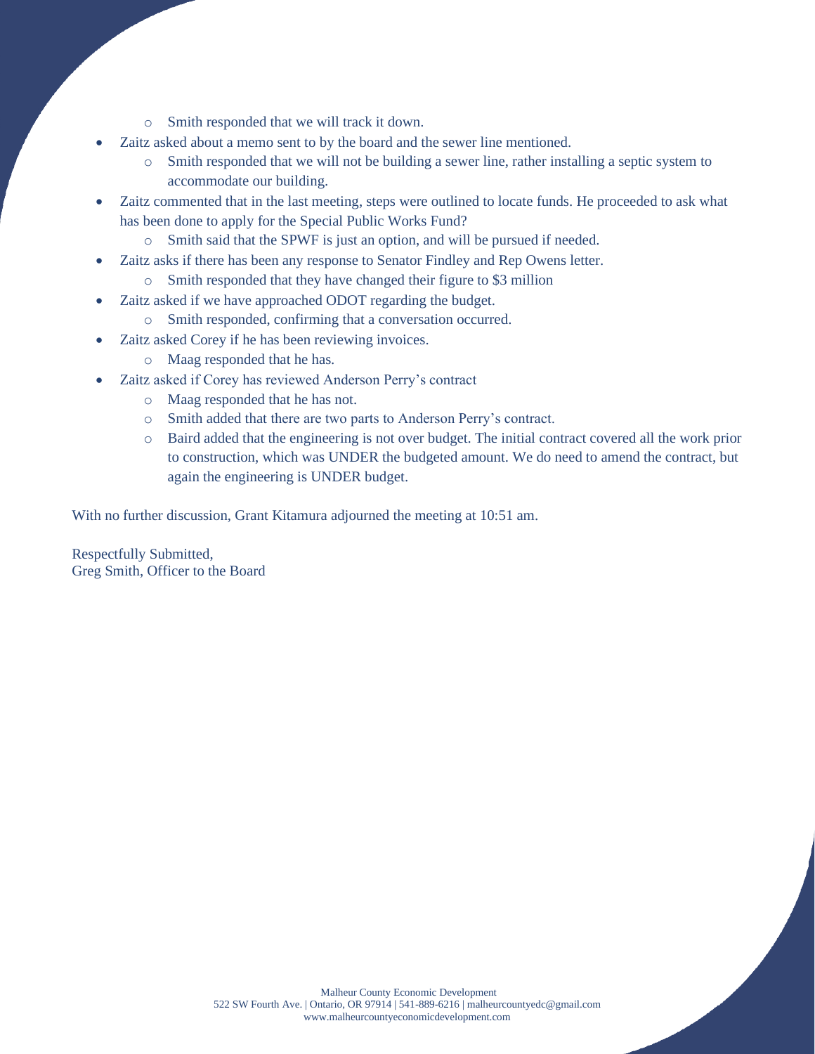- Smith responded that we will track it down.
- Zaitz asked about a memo sent to by the board and the sewer line mentioned.
  - Smith responded that we will not be building a sewer line, rather installing a septic system to accommodate our building.
- Zaitz commented that in the last meeting, steps were outlined to locate funds. He proceeded to ask what has been done to apply for the Special Public Works Fund?
  - Smith said that the SPWF is just an option, and will be pursued if needed.
- Zaitz asks if there has been any response to Senator Findley and Rep Owens letter.
  - Smith responded that they have changed their figure to $3 million
- Zaitz asked if we have approached ODOT regarding the budget.
  - Smith responded, confirming that a conversation occurred.
- Zaitz asked Corey if he has been reviewing invoices.
  - Maag responded that he has.
- Zaitz asked if Corey has reviewed Anderson Perry's contract
  - Maag responded that he has not.
  - Smith added that there are two parts to Anderson Perry's contract.
  - Baird added that the engineering is not over budget. The initial contract covered all the work prior to construction, which was UNDER the budgeted amount. We do need to amend the contract, but again the engineering is UNDER budget.

With no further discussion, Grant Kitamura adjourned the meeting at 10:51 am.

Respectfully Submitted,
Greg Smith, Officer to the Board

Malheur County Economic Development
522 SW Fourth Ave. | Ontario, OR 97914 | 541-889-6216 | malheurcountyedc@gmail.com
www.malheurcountyeconomicdevelopment.com